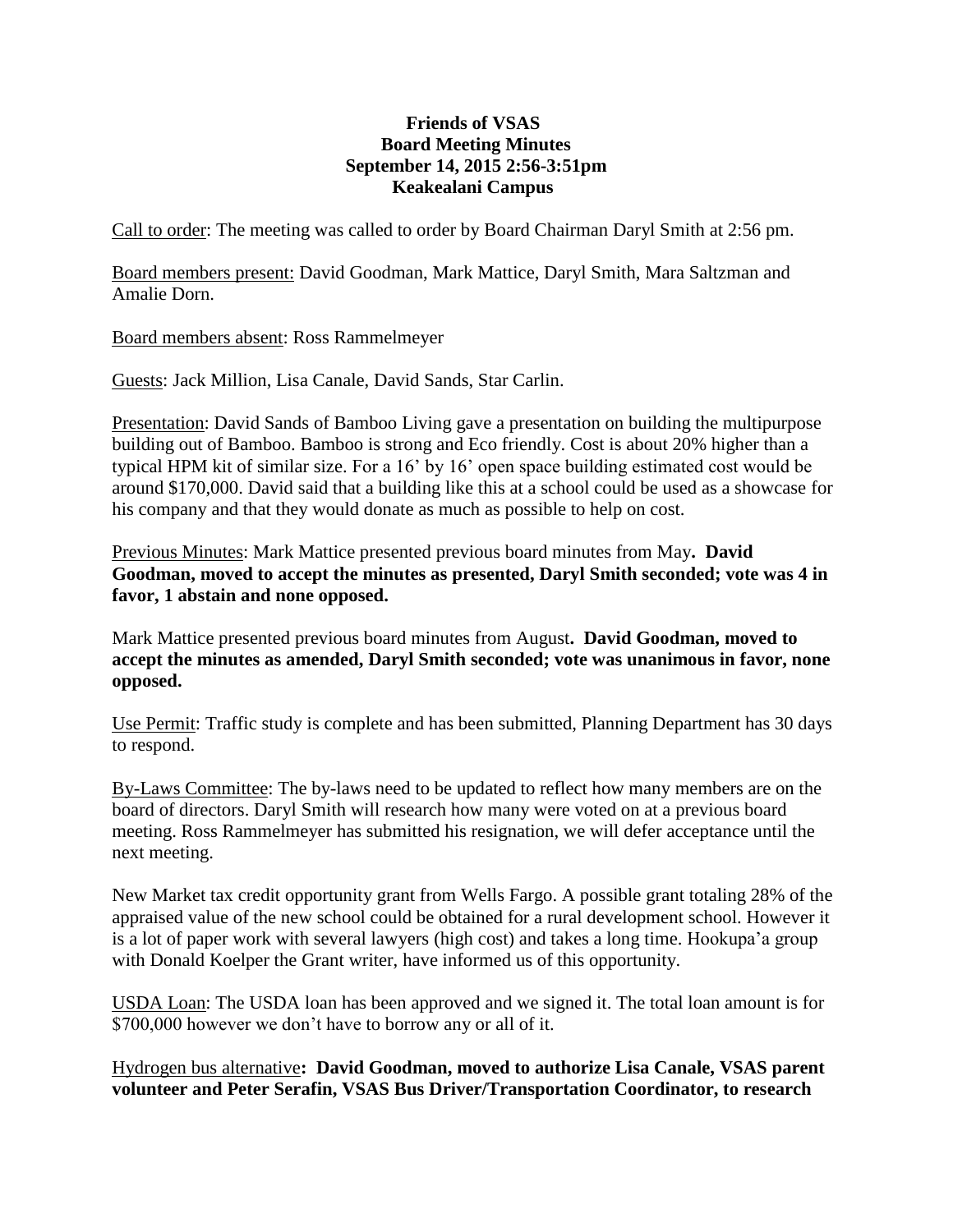**Friends of VSAS**
**Board Meeting Minutes**
**September 14, 2015 2:56-3:51pm**
**Keakealani Campus**

Call to order: The meeting was called to order by Board Chairman Daryl Smith at 2:56 pm.

Board members present: David Goodman, Mark Mattice, Daryl Smith, Mara Saltzman and Amalie Dorn.

Board members absent: Ross Rammelmeyer

Guests: Jack Million, Lisa Canale, David Sands, Star Carlin.

Presentation: David Sands of Bamboo Living gave a presentation on building the multipurpose building out of Bamboo. Bamboo is strong and Eco friendly. Cost is about 20% higher than a typical HPM kit of similar size. For a 16' by 16' open space building estimated cost would be around $170,000. David said that a building like this at a school could be used as a showcase for his company and that they would donate as much as possible to help on cost.

Previous Minutes: Mark Mattice presented previous board minutes from May**. David Goodman, moved to accept the minutes as presented, Daryl Smith seconded; vote was 4 in favor, 1 abstain and none opposed.**

Mark Mattice presented previous board minutes from August**. David Goodman, moved to accept the minutes as amended, Daryl Smith seconded; vote was unanimous in favor, none opposed.**

Use Permit: Traffic study is complete and has been submitted, Planning Department has 30 days to respond.

By-Laws Committee: The by-laws need to be updated to reflect how many members are on the board of directors. Daryl Smith will research how many were voted on at a previous board meeting. Ross Rammelmeyer has submitted his resignation, we will defer acceptance until the next meeting.

New Market tax credit opportunity grant from Wells Fargo. A possible grant totaling 28% of the appraised value of the new school could be obtained for a rural development school. However it is a lot of paper work with several lawyers (high cost) and takes a long time. Hookupa'a group with Donald Koelper the Grant writer, have informed us of this opportunity.

USDA Loan: The USDA loan has been approved and we signed it. The total loan amount is for $700,000 however we don't have to borrow any or all of it.

Hydrogen bus alternative**: David Goodman, moved to authorize Lisa Canale, VSAS parent volunteer and Peter Serafin, VSAS Bus Driver/Transportation Coordinator, to research**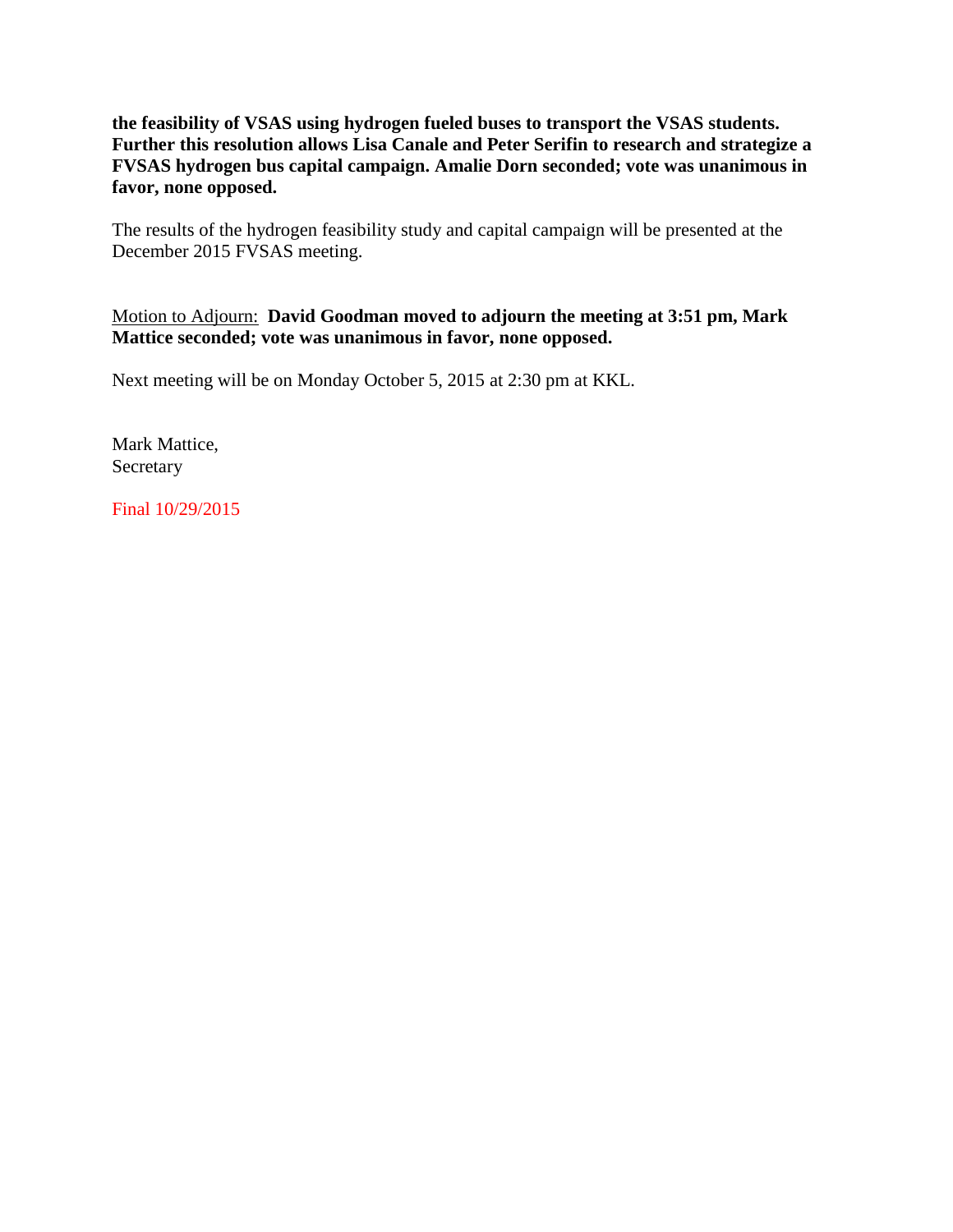**the feasibility of VSAS using hydrogen fueled buses to transport the VSAS students. Further this resolution allows Lisa Canale and Peter Serifin to research and strategize a FVSAS hydrogen bus capital campaign. Amalie Dorn seconded; vote was unanimous in favor, none opposed.**

The results of the hydrogen feasibility study and capital campaign will be presented at the December 2015 FVSAS meeting.

Motion to Adjourn: **David Goodman moved to adjourn the meeting at 3:51 pm, Mark Mattice seconded; vote was unanimous in favor, none opposed.**

Next meeting will be on Monday October 5, 2015 at 2:30 pm at KKL.

Mark Mattice,
Secretary

Final 10/29/2015